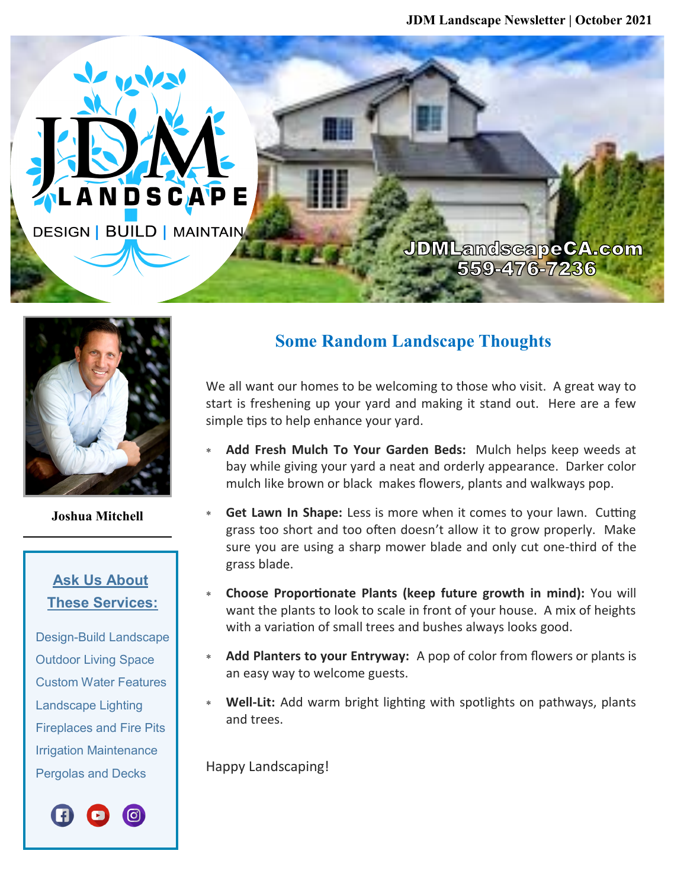JDM Landscape Newsletter | October 2021

JDM LANDSCAPE

DESIGN | BUILD | MAINTAIN

JDMLandscapeCA.com
559-476-7236

**Joshua Mitchell**

## Ask Us About These Services:

- Design-Build Landscape
- Outdoor Living Space
- Custom Water Features
- Landscape Lighting
- Fireplaces and Fire Pits
- Irrigation Maintenance
- Pergolas and Decks

## Some Random Landscape Thoughts

We all want our homes to be welcoming to those who visit. A great way to start is freshening up your yard and making it stand out. Here are a few simple tips to help enhance your yard.

- **Add Fresh Mulch To Your Garden Beds:** Mulch helps keep weeds at bay while giving your yard a neat and orderly appearance. Darker color mulch like brown or black makes flowers, plants and walkways pop.
- **Get Lawn In Shape:** Less is more when it comes to your lawn. Cutting grass too short and too often doesn't allow it to grow properly. Make sure you are using a sharp mower blade and only cut one-third of the grass blade.
- **Choose Proportionate Plants (keep future growth in mind):** You will want the plants to look to scale in front of your house. A mix of heights with a variation of small trees and bushes always looks good.
- **Add Planters to your Entryway:** A pop of color from flowers or plants is an easy way to welcome guests.
- **Well-Lit:** Add warm bright lighting with spotlights on pathways, plants and trees.

Happy Landscaping!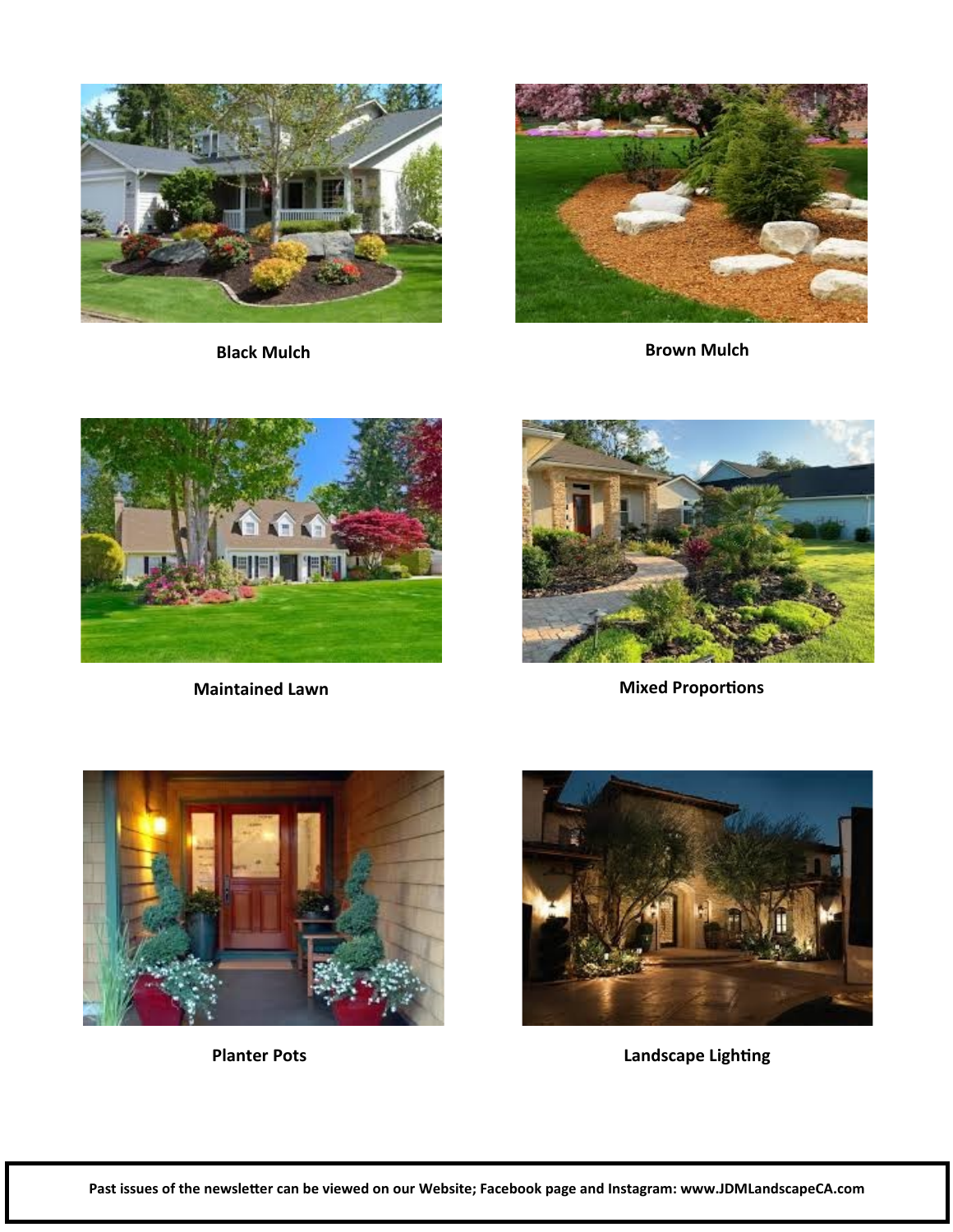**Black Mulch**

**Brown Mulch**

**Maintained Lawn**

**Mixed Proportions**

**Planter Pots**

**Landscape Lighting**

**Past issues of the newsletter can be viewed on our Website; Facebook page and Instagram: www.JDMLandscapeCA.com**